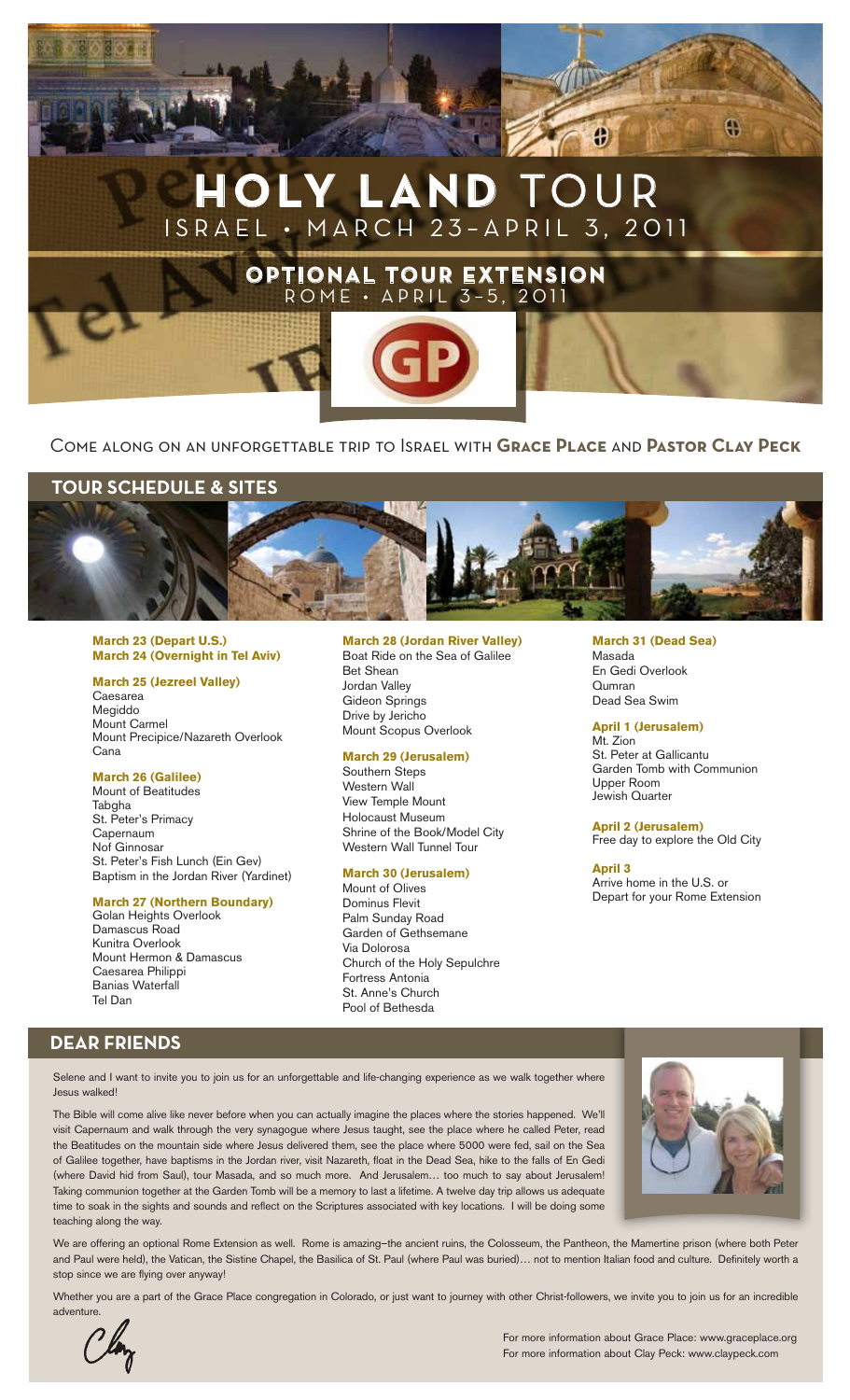# HOLY LAND TOUR

ISRAEL • MARCH 23–APRIL 3, 2011

## OPTIONAL TOUR EXTENSION

ROME • APRIL 3–5, 2011

GP

Come along on an unforgettable trip to Israel with **Grace Place** and **Pastor Clay Peck**

## TOUR SCHEDULE & SITES

**March 23 (Depart U.S.)**
**March 24 (Overnight in Tel Aviv)**

**March 25 (Jezreel Valley)**
Caesarea
Megiddo
Mount Carmel
Mount Precipice/Nazareth Overlook
Cana

**March 26 (Galilee)**
Mount of Beatitudes
Tabgha
St. Peter's Primacy
Capernaum
Nof Ginnosar
St. Peter's Fish Lunch (Ein Gev)
Baptism in the Jordan River (Yardinet)

**March 27 (Northern Boundary)**
Golan Heights Overlook
Damascus Road
Kunitra Overlook
Mount Hermon & Damascus
Caesarea Philippi
Banias Waterfall
Tel Dan

**March 28 (Jordan River Valley)**
Boat Ride on the Sea of Galilee
Bet Shean
Jordan Valley
Gideon Springs
Drive by Jericho
Mount Scopus Overlook

**March 29 (Jerusalem)**
Southern Steps
Western Wall
View Temple Mount
Holocaust Museum
Shrine of the Book/Model City
Western Wall Tunnel Tour

**March 30 (Jerusalem)**
Mount of Olives
Dominus Flevit
Palm Sunday Road
Garden of Gethsemane
Via Dolorosa
Church of the Holy Sepulchre
Fortress Antonia
St. Anne's Church
Pool of Bethesda

**March 31 (Dead Sea)**
Masada
En Gedi Overlook
Qumran
Dead Sea Swim

**April 1 (Jerusalem)**
Mt. Zion
St. Peter at Gallicantu
Garden Tomb with Communion
Upper Room
Jewish Quarter

**April 2 (Jerusalem)**
Free day to explore the Old City

**April 3**
Arrive home in the U.S. or
Depart for your Rome Extension

## DEAR FRIENDS

Selene and I want to invite you to join us for an unforgettable and life-changing experience as we walk together where Jesus walked!

The Bible will come alive like never before when you can actually imagine the places where the stories happened. We'll visit Capernaum and walk through the very synagogue where Jesus taught, see the place where he called Peter, read the Beatitudes on the mountain side where Jesus delivered them, see the place where 5000 were fed, sail on the Sea of Galilee together, have baptisms in the Jordan river, visit Nazareth, float in the Dead Sea, hike to the falls of En Gedi (where David hid from Saul), tour Masada, and so much more. And Jerusalem… too much to say about Jerusalem! Taking communion together at the Garden Tomb will be a memory to last a lifetime. A twelve day trip allows us adequate time to soak in the sights and sounds and reflect on the Scriptures associated with key locations. I will be doing some teaching along the way.

We are offering an optional Rome Extension as well. Rome is amazing–the ancient ruins, the Colosseum, the Pantheon, the Mamertine prison (where both Peter and Paul were held), the Vatican, the Sistine Chapel, the Basilica of St. Paul (where Paul was buried)… not to mention Italian food and culture. Definitely worth a stop since we are flying over anyway!

Whether you are a part of the Grace Place congregation in Colorado, or just want to journey with other Christ-followers, we invite you to join us for an incredible adventure.

Clay

For more information about Grace Place: www.graceplace.org
For more information about Clay Peck: www.claypeck.com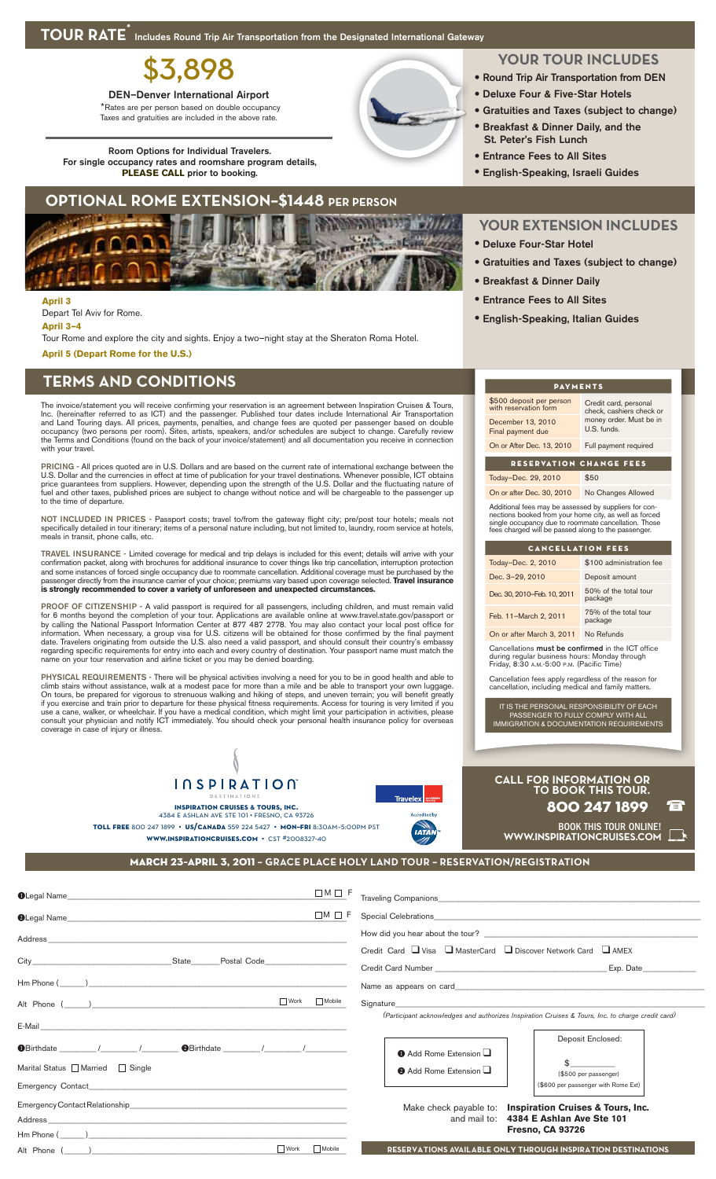# TOUR RATE* Includes Round Trip Air Transportation from the Designated International Gateway

# $3,898

**DEN–Denver International Airport**

*Rates are per person based on double occupancy
Taxes and gratuities are included in the above rate.

**Room Options for Individual Travelers.**
**For single occupancy rates and roomshare program details, PLEASE CALL prior to booking.**

## YOUR TOUR INCLUDES

- **Round Trip Air Transportation from DEN**
- **Deluxe Four & Five-Star Hotels**
- **Gratuities and Taxes (subject to change)**
- **Breakfast & Dinner Daily, and the St. Peter's Fish Lunch**
- **Entrance Fees to All Sites**
- **English-Speaking, Israeli Guides**

## OPTIONAL ROME EXTENSION–$1448 PER PERSON

**April 3**
Depart Tel Aviv for Rome.

**April 3–4**
Tour Rome and explore the city and sights. Enjoy a two–night stay at the Sheraton Roma Hotel.

**April 5 (Depart Rome for the U.S.)**

## YOUR EXTENSION INCLUDES

- **Deluxe Four-Star Hotel**
- **Gratuities and Taxes (subject to change)**
- **Breakfast & Dinner Daily**
- **Entrance Fees to All Sites**
- **English-Speaking, Italian Guides**

## TERMS AND CONDITIONS

The invoice/statement you will receive confirming your reservation is an agreement between Inspiration Cruises & Tours, Inc. (hereinafter referred to as ICT) and the passenger. Published tour dates include International Air Transportation and Land Touring days. All prices, payments, penalties, and change fees are quoted per passenger based on double occupancy (two persons per room). Sites, artists, speakers, and/or schedules are subject to change. Carefully review the Terms and Conditions (found on the back of your invoice/statement) and all documentation you receive in connection with your travel.

**PRICING** - All prices quoted are in U.S. Dollars and are based on the current rate of international exchange between the U.S. Dollar and the currencies in effect at time of publication for your travel destinations. Whenever possible, ICT obtains price guarantees from suppliers. However, depending upon the strength of the U.S. Dollar and the fluctuating nature of fuel and other taxes, published prices are subject to change without notice and will be chargeable to the passenger up to the time of departure.

**NOT INCLUDED IN PRICES** - Passport costs; travel to/from the gateway flight city; pre/post tour hotels; meals not specifically detailed in tour itinerary; items of a personal nature including, but not limited to, laundry, room service at hotels, meals in transit, phone calls, etc.

**TRAVEL INSURANCE** - Limited coverage for medical and trip delays is included for this event; details will arrive with your confirmation packet, along with brochures for additional insurance to cover things like trip cancellation, interruption protection and some instances of forced single occupancy due to roommate cancellation. Additional coverage must be purchased by the passenger directly from the insurance carrier of your choice; premiums vary based upon coverage selected. **Travel insurance is strongly recommended to cover a variety of unforeseen and unexpected circumstances.**

**PROOF OF CITIZENSHIP** - A valid passport is required for all passengers, including children, and must remain valid for 6 months beyond the completion of your tour. Applications are available online at www.travel.state.gov/passport or by calling the National Passport Information Center at 877 487 2778. You may also contact your local post office for information. When necessary, a group visa for U.S. citizens will be obtained for those confirmed by the final payment date. Travelers originating from outside the U.S. also need a valid passport, and should consult their country's embassy regarding specific requirements for entry into each and every country of destination. Your passport name must match the name on your tour reservation and airline ticket or you may be denied boarding.

**PHYSICAL REQUIREMENTS** - There will be physical activities involving a need for you to be in good health and able to climb stairs without assistance, walk at a modest pace for more than a mile and be able to transport your own luggage. On tours, be prepared for vigorous to strenuous walking and hiking of steps, and uneven terrain; you will benefit greatly if you exercise and train prior to departure for these physical fitness requirements. Access for touring is very limited if you use a cane, walker, or wheelchair. If you have a medical condition, which might limit your participation in activities, please consult your physician and notify ICT immediately. You should check your personal health insurance policy for overseas coverage in case of injury or illness.

| PAYMENTS | |
|---|---|
| $500 deposit per person with reservation form | Credit card, personal check, cashiers check or money order. Must be in U.S. funds. |
| December 13, 2010 Final payment due | |
| On or After Dec. 13, 2010 | Full payment required |

| RESERVATION CHANGE FEES | |
|---|---|
| Today–Dec. 29, 2010 | $50 |
| On or after Dec. 30, 2010 | No Changes Allowed |

Additional fees may be assessed by suppliers for connections booked from your home city, as well as forced single occupancy due to roommate cancellation. Those fees charged will be passed along to the passenger.

| CANCELLATION FEES | |
|---|---|
| Today–Dec. 2, 2010 | $100 administration fee |
| Dec. 3–29, 2010 | Deposit amount |
| Dec. 30, 2010–Feb. 10, 2011 | 50% of the total tour package |
| Feb. 11–March 2, 2011 | 75% of the total tour package |
| On or after March 3, 2011 | No Refunds |

Cancellations **must be confirmed** in the ICT office during regular business hours: Monday through Friday, 8:30 A.M.-5:00 P.M. (Pacific Time)

Cancellation fees apply regardless of the reason for cancellation, including medical and family matters.

IT IS THE PERSONAL RESPONSIBILITY OF EACH PASSENGER TO FULLY COMPLY WITH ALL IMMIGRATION & DOCUMENTATION REQUIREMENTS

INSPIRATION DESTINATIONS

**INSPIRATION CRUISES & TOURS, INC.**
4384 E ASHLAN AVE STE 101 • FRESNO, CA 93726
**TOLL FREE** 800 247 1899 • **US/CANADA** 559 224 5427 • **MON–FRI** 8:30AM–5:00PM PST
**WWW.INSPIRATIONCRUISES.COM** • CST #2008327-40

Travelex | Accredited by IATAN

**CALL FOR INFORMATION OR TO BOOK THIS TOUR.**
**800 247 1899**
**BOOK THIS TOUR ONLINE!**
**WWW.INSPIRATIONCRUISES.COM**

## MARCH 23–APRIL 3, 2011 – GRACE PLACE HOLY LAND TOUR – RESERVATION/REGISTRATION

❶Legal Name_______________ ☐M ☐F

❷Legal Name_______________ ☐M ☐F

Address_______________

City_______________ State______ Postal Code_______________

Hm Phone (_____)_______________

Alt Phone (_____)_______________ ☐Work ☐Mobile

E-Mail_______________

❶Birthdate _____/_____/_____ ❷Birthdate _____/_____/_____

Marital Status ☐Married ☐Single

Emergency Contact_______________

Emergency Contact Relationship_______________

Address_______________

Hm Phone (_____)_______________

Alt Phone (_____)_______________ ☐Work ☐Mobile

Traveling Companions_______________

Special Celebrations_______________

How did you hear about the tour? _______________

Credit Card ☐Visa ☐MasterCard ☐Discover Network Card ☐AMEX

Credit Card Number _______________ Exp. Date__________

Name as appears on card_______________

Signature_______________

*(Participant acknowledges and authorizes Inspiration Cruises & Tours, Inc. to charge credit card)*

❶ Add Rome Extension ☐
❷ Add Rome Extension ☐

Deposit Enclosed:
$_________
($500 per passenger)
($600 per passenger with Rome Ext)

Make check payable to: **Inspiration Cruises & Tours, Inc.**
and mail to: **4384 E Ashlan Ave Ste 101**
**Fresno, CA 93726**

**RESERVATIONS AVAILABLE ONLY THROUGH INSPIRATION DESTINATIONS**